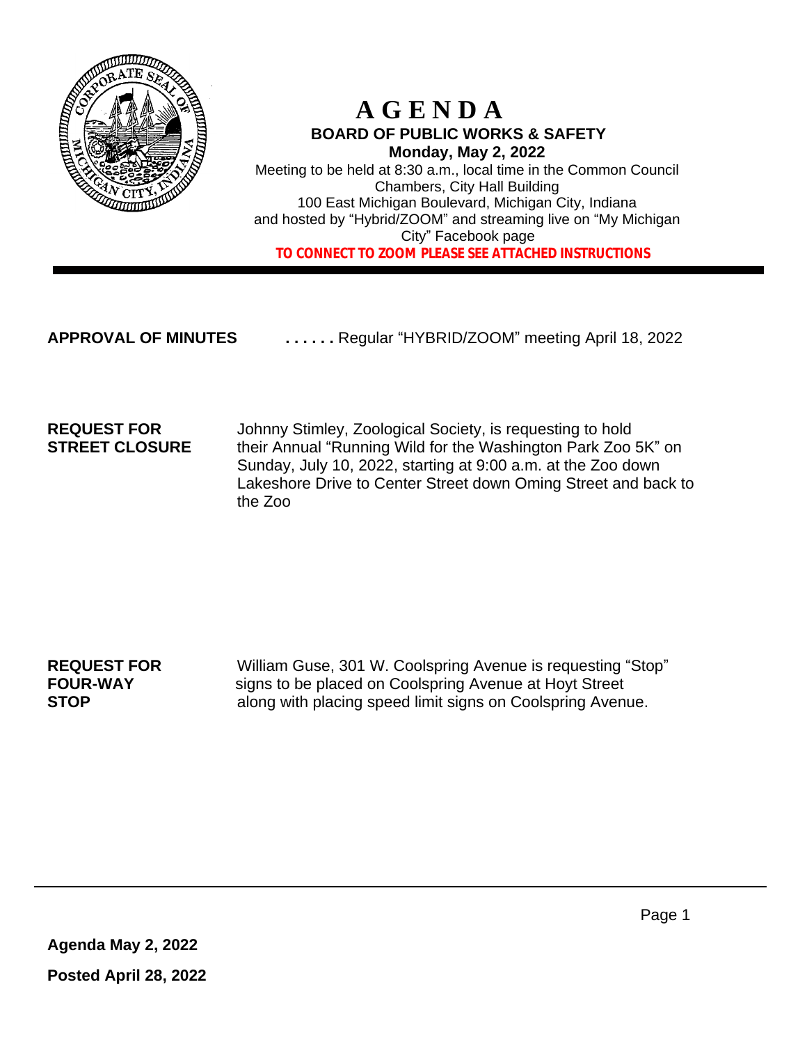# A G E N D A

## BOARD OF PUBLIC WORKS & SAFETY

**Monday, May 2, 2022**

Meeting to be held at 8:30 a.m., local time in the Common Council Chambers, City Hall Building
100 East Michigan Boulevard, Michigan City, Indiana
and hosted by "Hybrid/ZOOM" and streaming live on "My Michigan City" Facebook page

**TO CONNECT TO ZOOM PLEASE SEE ATTACHED INSTRUCTIONS**

---

**APPROVAL OF MINUTES** **. . . . . .** Regular "HYBRID/ZOOM" meeting April 18, 2022

**REQUEST FOR STREET CLOSURE**

Johnny Stimley, Zoological Society, is requesting to hold their Annual "Running Wild for the Washington Park Zoo 5K" on Sunday, July 10, 2022, starting at 9:00 a.m. at the Zoo down Lakeshore Drive to Center Street down Oming Street and back to the Zoo

**REQUEST FOR FOUR-WAY STOP**

William Guse, 301 W. Coolspring Avenue is requesting "Stop" signs to be placed on Coolspring Avenue at Hoyt Street along with placing speed limit signs on Coolspring Avenue.

**Agenda May 2, 2022**

**Posted April 28, 2022**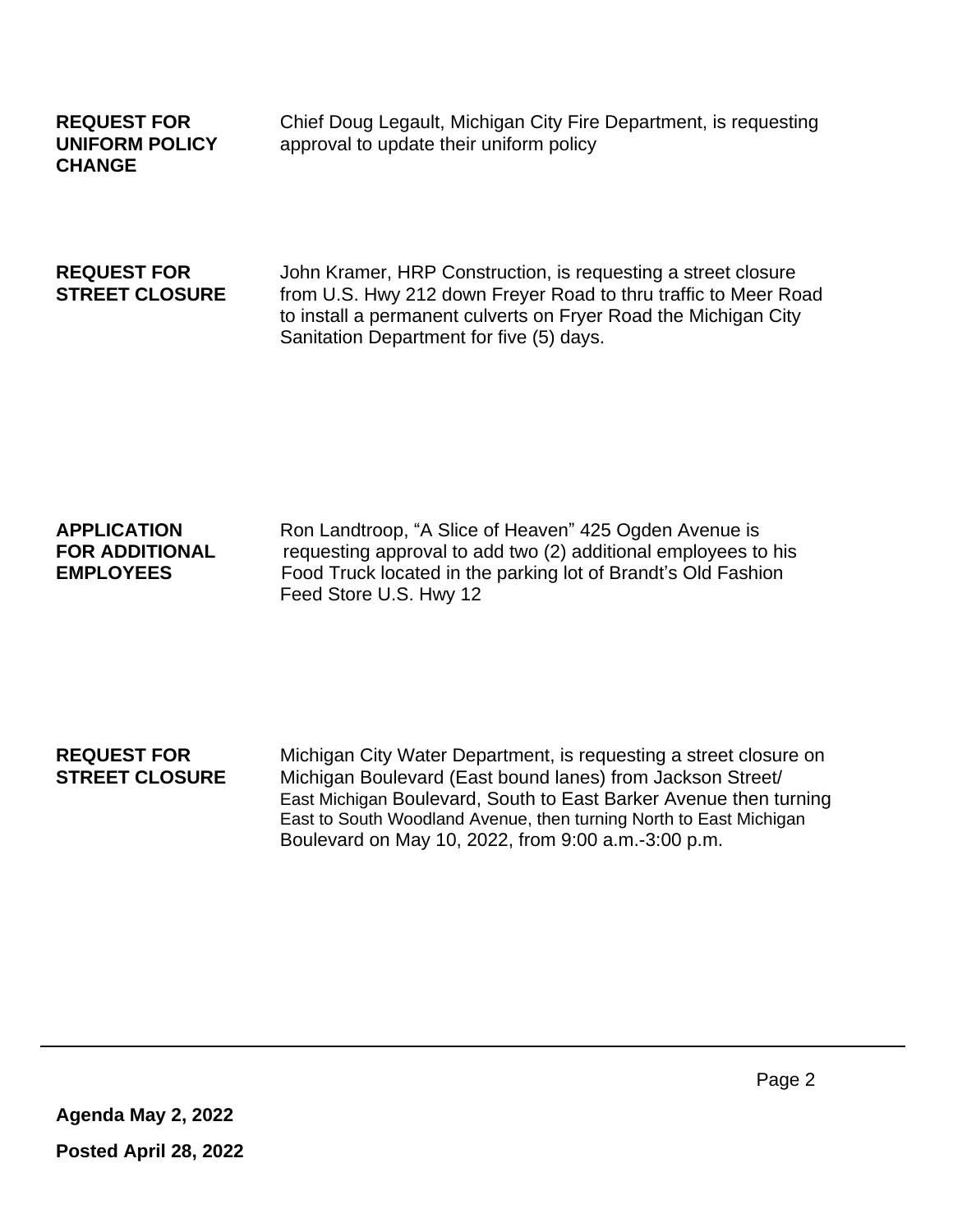**REQUEST FOR UNIFORM POLICY CHANGE**

Chief Doug Legault, Michigan City Fire Department, is requesting approval to update their uniform policy

**REQUEST FOR STREET CLOSURE**

John Kramer, HRP Construction, is requesting a street closure from U.S. Hwy 212 down Freyer Road to thru traffic to Meer Road to install a permanent culverts on Fryer Road the Michigan City Sanitation Department for five (5) days.

**APPLICATION FOR ADDITIONAL EMPLOYEES**

Ron Landtroop, "A Slice of Heaven" 425 Ogden Avenue is requesting approval to add two (2) additional employees to his Food Truck located in the parking lot of Brandt's Old Fashion Feed Store U.S. Hwy 12

**REQUEST FOR STREET CLOSURE**

Michigan City Water Department, is requesting a street closure on Michigan Boulevard (East bound lanes) from Jackson Street/ East Michigan Boulevard, South to East Barker Avenue then turning East to South Woodland Avenue, then turning North to East Michigan Boulevard on May 10, 2022, from 9:00 a.m.-3:00 p.m.

**Agenda May 2, 2022**

**Posted April 28, 2022**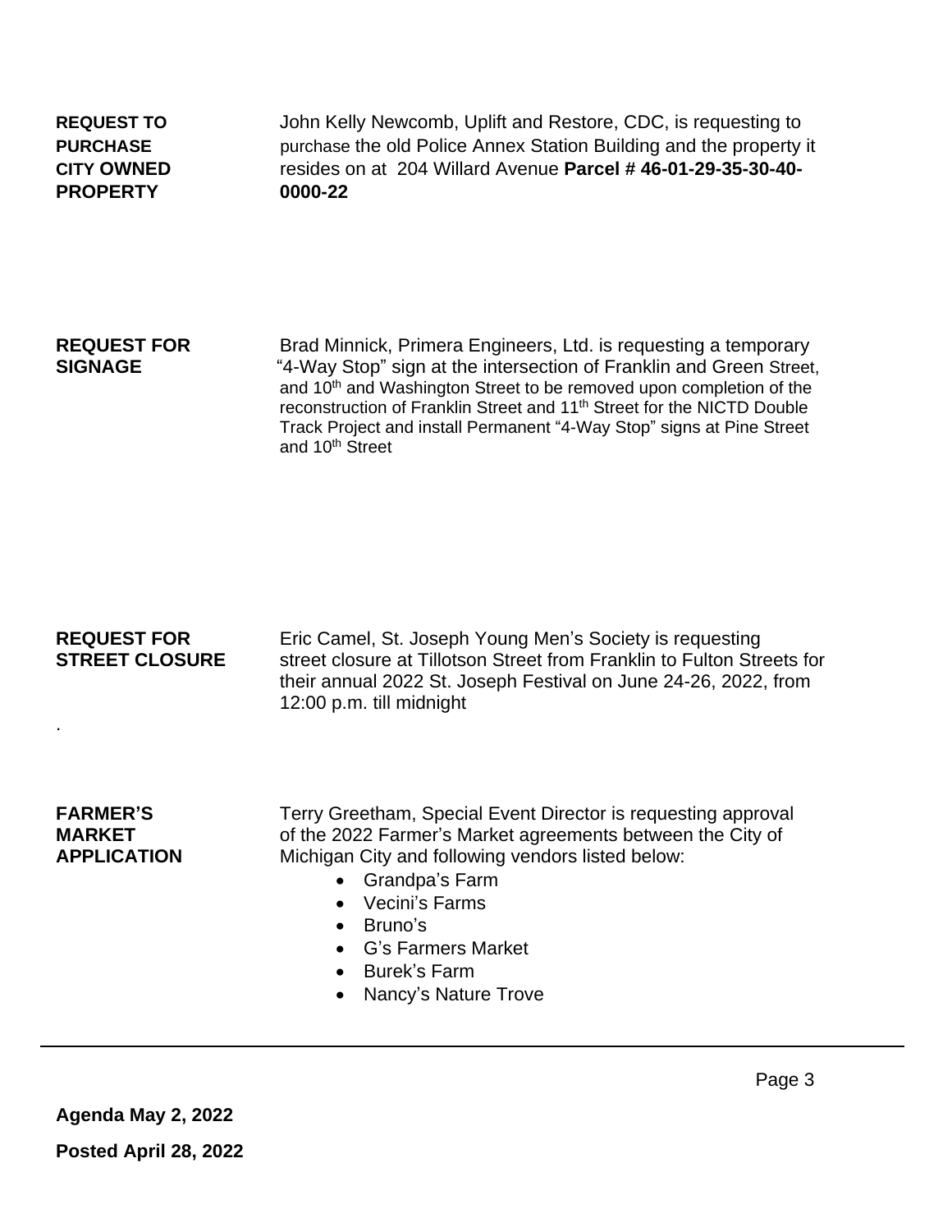**REQUEST TO PURCHASE CITY OWNED PROPERTY**

John Kelly Newcomb, Uplift and Restore, CDC, is requesting to purchase the old Police Annex Station Building and the property it resides on at 204 Willard Avenue **Parcel # 46-01-29-35-30-40-0000-22**

**REQUEST FOR SIGNAGE**

Brad Minnick, Primera Engineers, Ltd. is requesting a temporary "4-Way Stop" sign at the intersection of Franklin and Green Street, and 10th and Washington Street to be removed upon completion of the reconstruction of Franklin Street and 11th Street for the NICTD Double Track Project and install Permanent "4-Way Stop" signs at Pine Street and 10th Street

**REQUEST FOR STREET CLOSURE**

Eric Camel, St. Joseph Young Men's Society is requesting street closure at Tillotson Street from Franklin to Fulton Streets for their annual 2022 St. Joseph Festival on June 24-26, 2022, from 12:00 p.m. till midnight

**FARMER'S MARKET APPLICATION**

Terry Greetham, Special Event Director is requesting approval of the 2022 Farmer's Market agreements between the City of Michigan City and following vendors listed below:

- Grandpa's Farm
- Vecini's Farms
- Bruno's
- G's Farmers Market
- Burek's Farm
- Nancy's Nature Trove

**Agenda May 2, 2022**

**Posted April 28, 2022**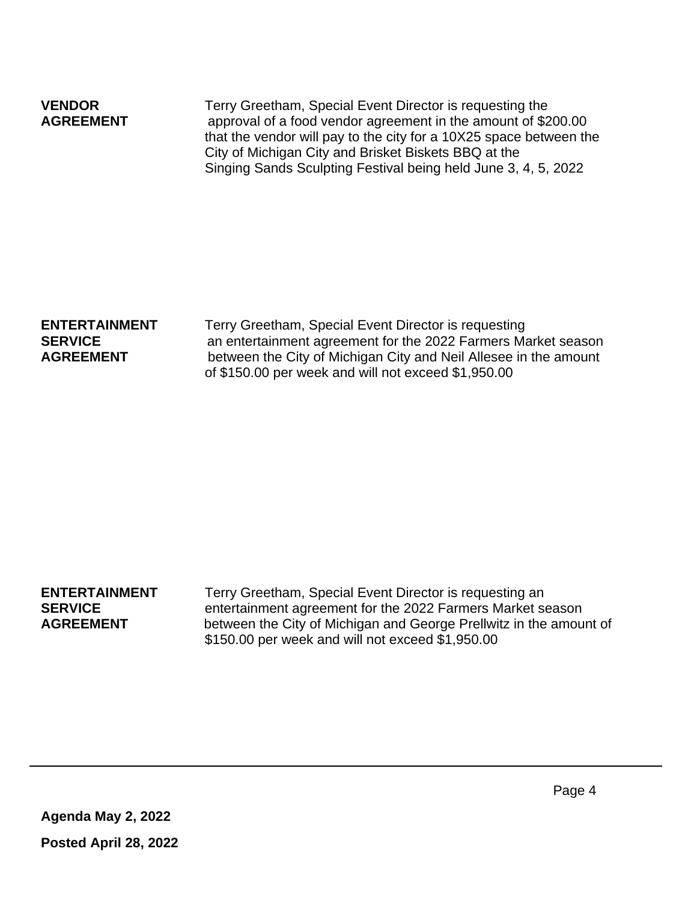**VENDOR AGREEMENT**

Terry Greetham, Special Event Director is requesting the approval of a food vendor agreement in the amount of $200.00 that the vendor will pay to the city for a 10X25 space between the City of Michigan City and Brisket Biskets BBQ at the Singing Sands Sculpting Festival being held June 3, 4, 5, 2022

**ENTERTAINMENT SERVICE AGREEMENT**

Terry Greetham, Special Event Director is requesting an entertainment agreement for the 2022 Farmers Market season between the City of Michigan City and Neil Allesee in the amount of $150.00 per week and will not exceed $1,950.00

**ENTERTAINMENT SERVICE AGREEMENT**

Terry Greetham, Special Event Director is requesting an entertainment agreement for the 2022 Farmers Market season between the City of Michigan and George Prellwitz in the amount of $150.00 per week and will not exceed $1,950.00

**Agenda May 2, 2022**

**Posted April 28, 2022**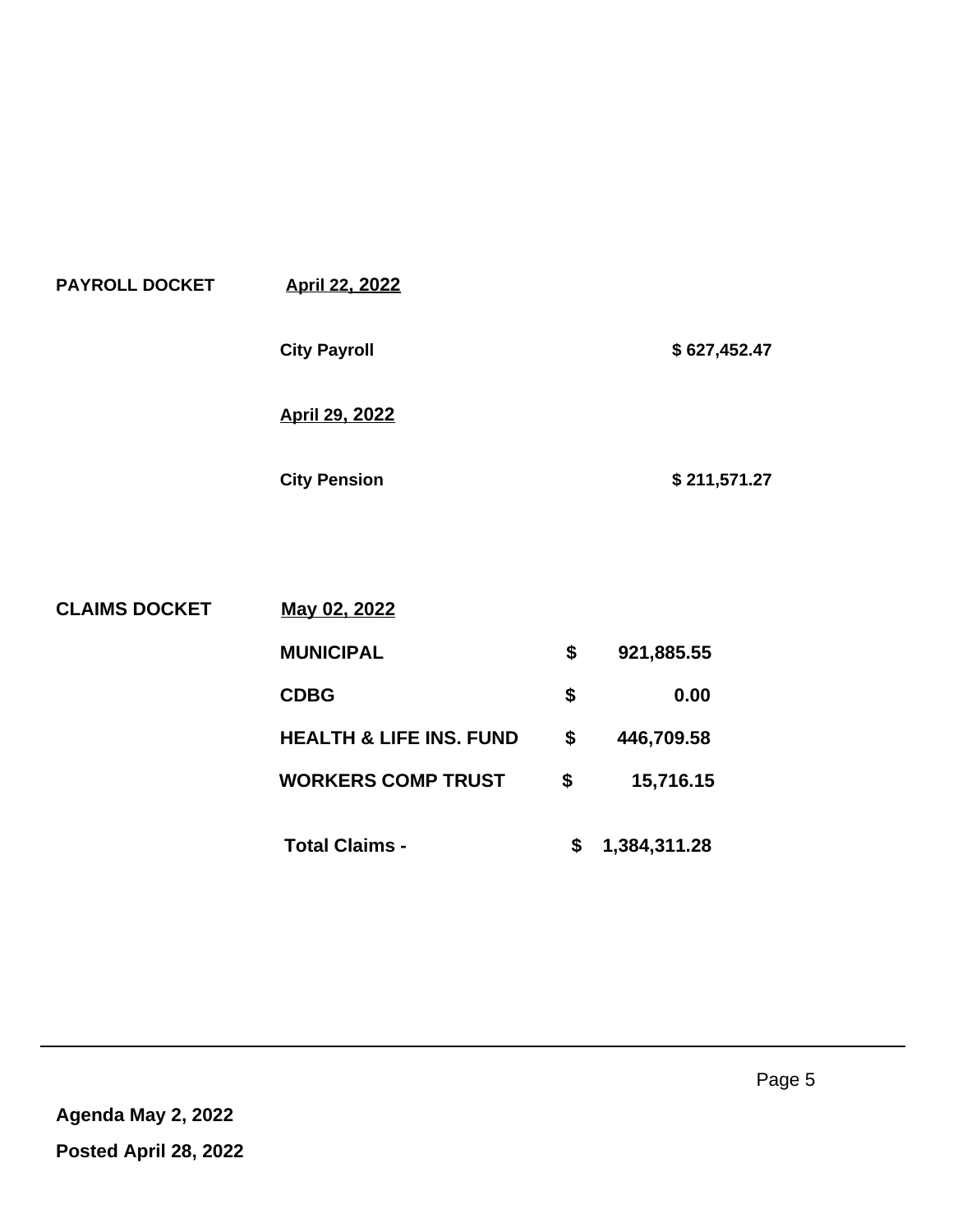**PAYROLL DOCKET** <u>**April 22, 2022**</u>

| | |
|---|---|
| **City Payroll** | **$ 627,452.47** |

<u>**April 29, 2022**</u>

| | |
|---|---|
| **City Pension** | **$ 211,571.27** |

**CLAIMS DOCKET** <u>**May 02, 2022**</u>

| | | |
|---|---|---|
| **MUNICIPAL** | **$** | **921,885.55** |
| **CDBG** | **$** | **0.00** |
| **HEALTH & LIFE INS. FUND** | **$** | **446,709.58** |
| **WORKERS COMP TRUST** | **$** | **15,716.15** |
| **Total Claims -** | **$** | **1,384,311.28** |

**Agenda May 2, 2022**

**Posted April 28, 2022**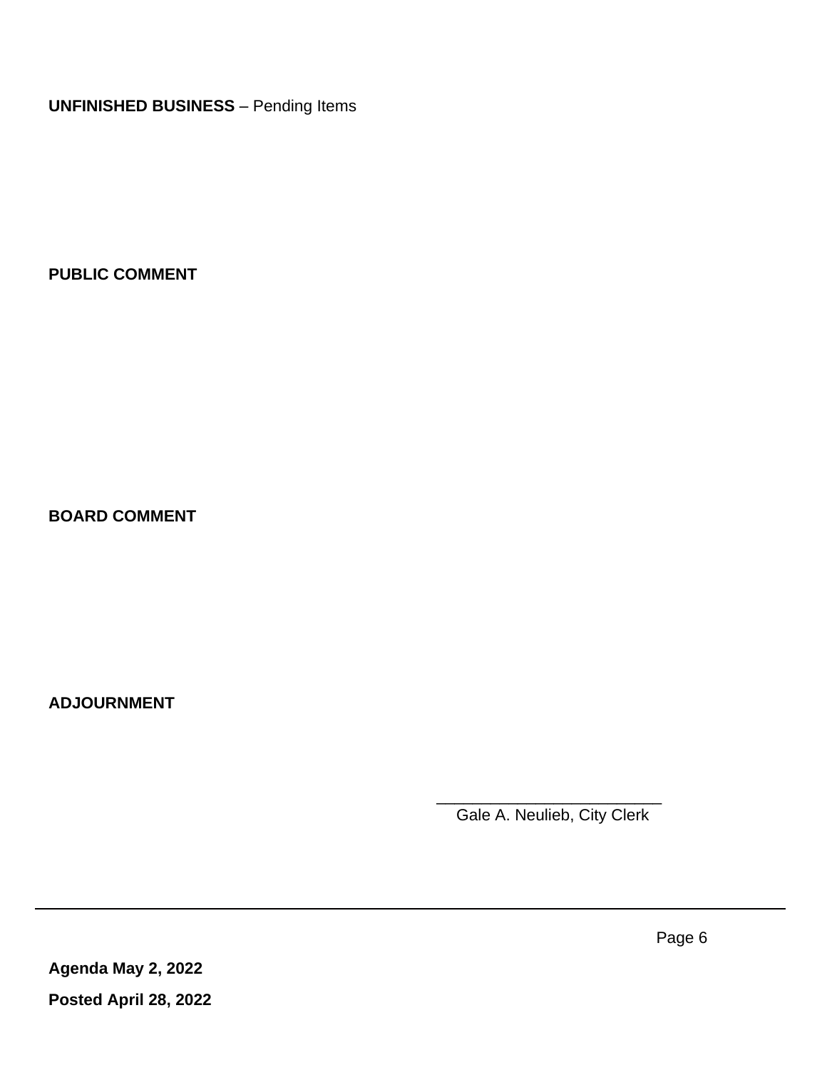**UNFINISHED BUSINESS** – Pending Items

**PUBLIC COMMENT**

**BOARD COMMENT**

**ADJOURNMENT**

\_\_\_\_\_\_\_\_\_\_\_\_\_\_\_\_\_\_\_\_\_\_\_\_\_\_
Gale A. Neulieb, City Clerk

**Agenda May 2, 2022**

**Posted April 28, 2022**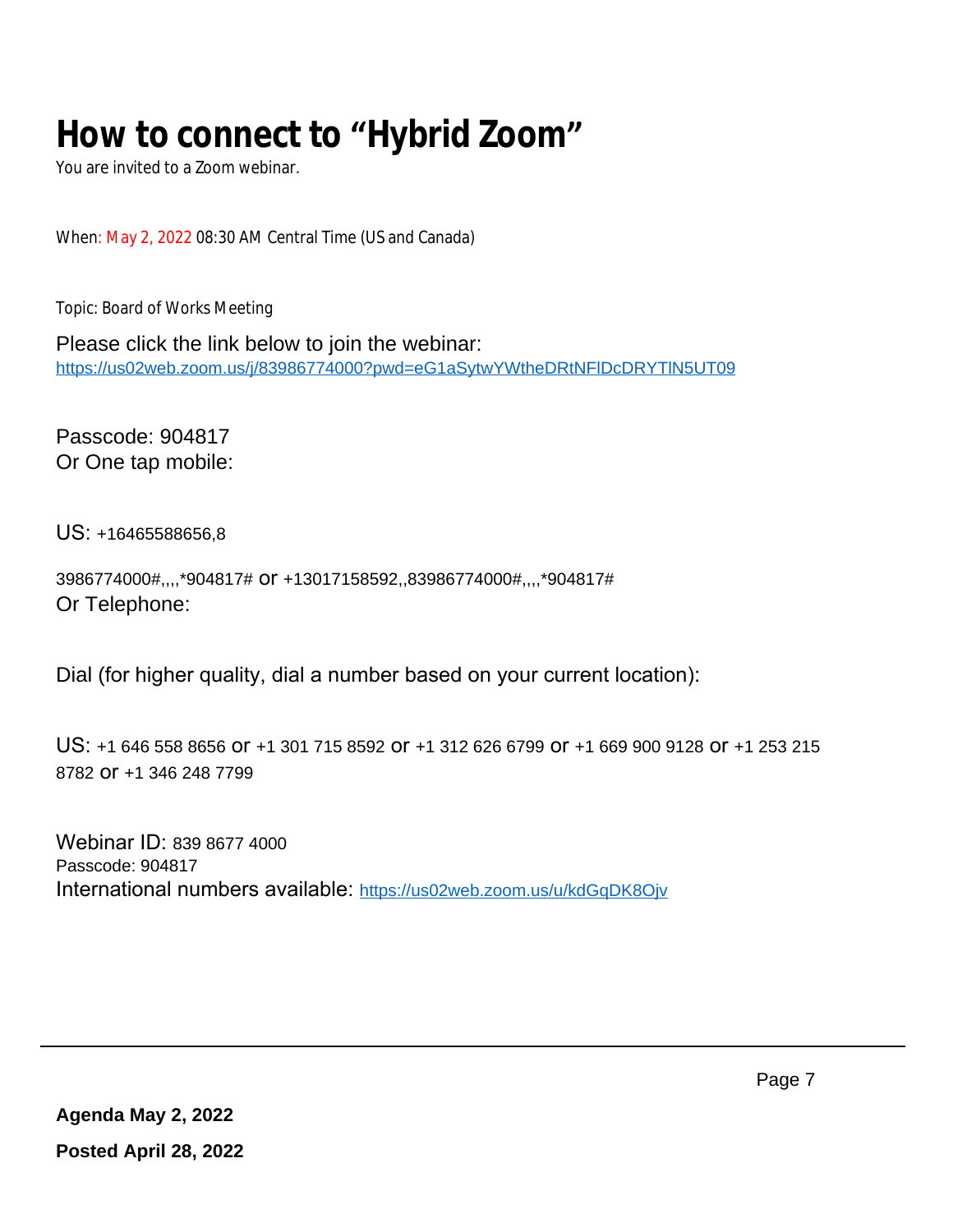# How to connect to "Hybrid Zoom"

You are invited to a Zoom webinar.

When: May 2, 2022 08:30 AM Central Time (US and Canada)

Topic: Board of Works Meeting

Please click the link below to join the webinar:
https://us02web.zoom.us/j/83986774000?pwd=eG1aSytwYWtheDRtNFlDcDRYTlN5UT09

Passcode: 904817
Or One tap mobile:

US: +16465588656,8

3986774000#,,,,*904817# or +13017158592,,83986774000#,,,,*904817#
Or Telephone:

Dial (for higher quality, dial a number based on your current location):

US: +1 646 558 8656 or +1 301 715 8592 or +1 312 626 6799 or +1 669 900 9128 or +1 253 215 8782 or +1 346 248 7799

Webinar ID: 839 8677 4000
Passcode: 904817
International numbers available: https://us02web.zoom.us/u/kdGqDK8Ojv

**Agenda May 2, 2022**

**Posted April 28, 2022**